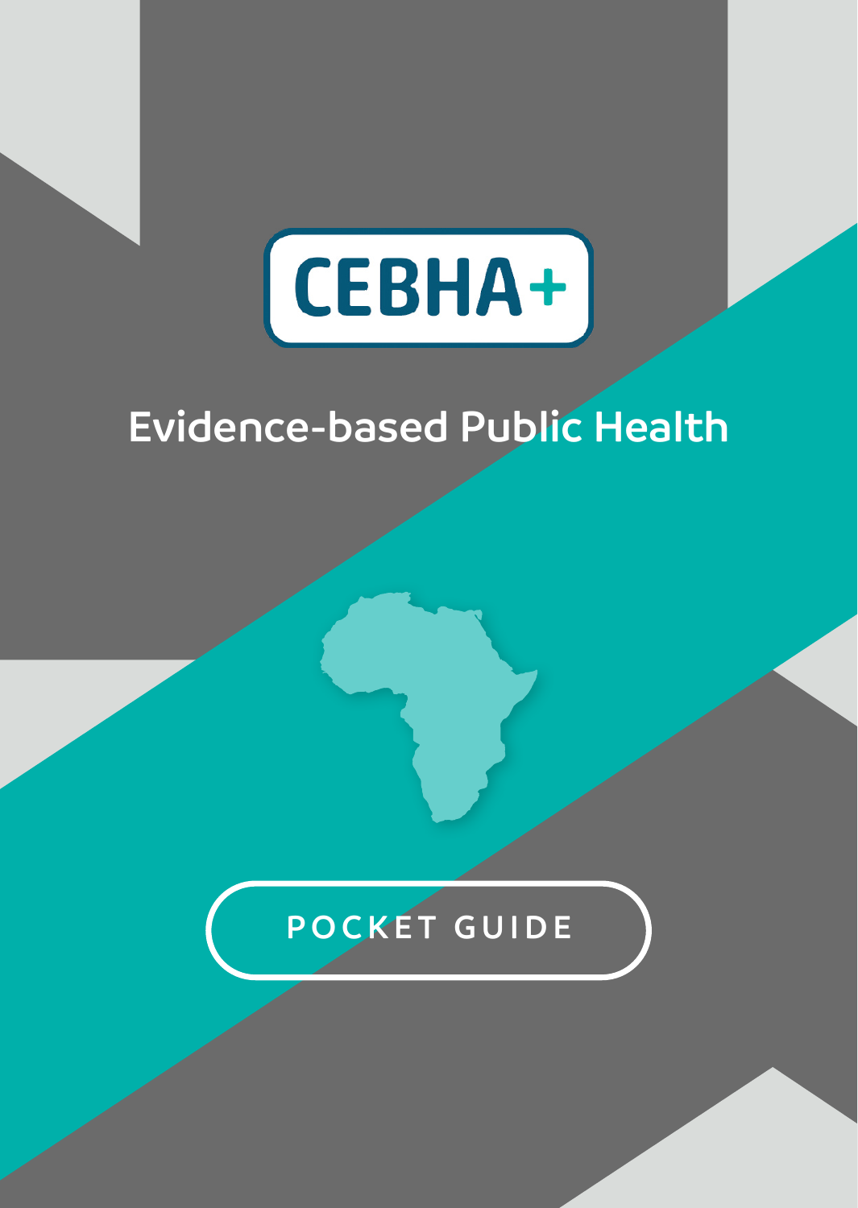# CEBHA+

## Evidence-based Public Health

POCKET GUIDE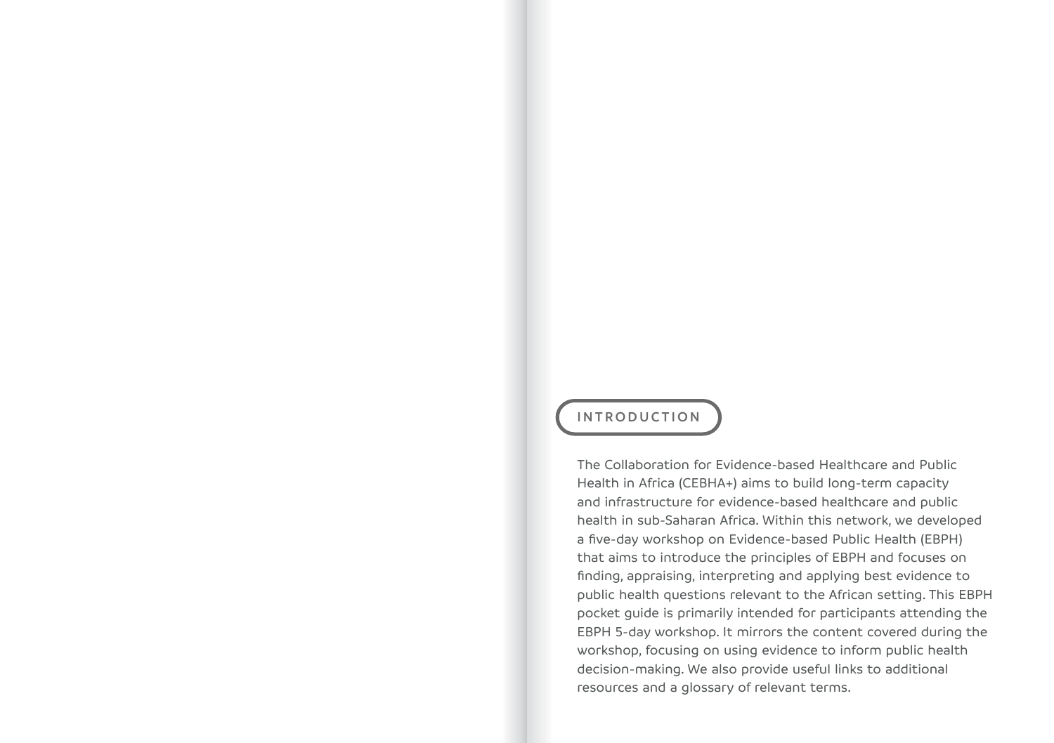# INTRODUCTION

The Collaboration for Evidence-based Healthcare and Public Health in Africa (CEBHA+) aims to build long-term capacity and infrastructure for evidence-based healthcare and public health in sub-Saharan Africa. Within this network, we developed a five-day workshop on Evidence-based Public Health (EBPH) that aims to introduce the principles of EBPH and focuses on finding, appraising, interpreting and applying best evidence to public health questions relevant to the African setting. This EBPH pocket guide is primarily intended for participants attending the EBPH 5-day workshop. It mirrors the content covered during the workshop, focusing on using evidence to inform public health decision-making. We also provide useful links to additional resources and a glossary of relevant terms.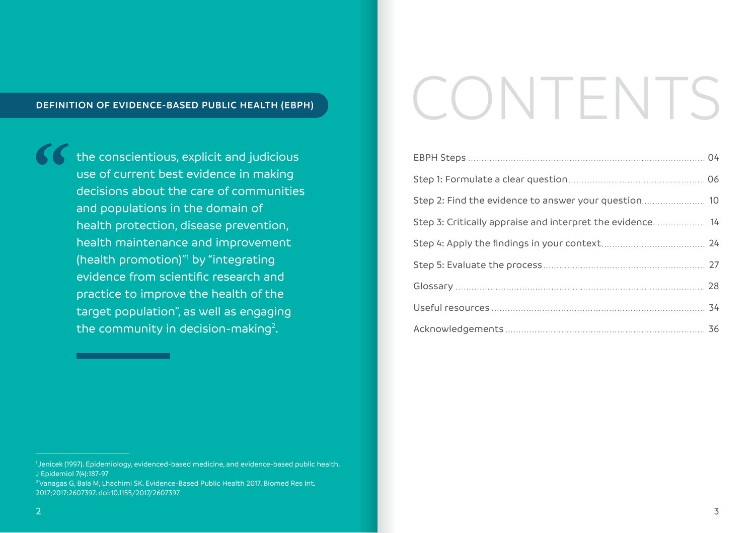## DEFINITION OF EVIDENCE-BASED PUBLIC HEALTH (EBPH)

> "the conscientious, explicit and judicious use of current best evidence in making decisions about the care of communities and populations in the domain of health protection, disease prevention, health maintenance and improvement (health promotion)"[1] by "integrating evidence from scientific research and practice to improve the health of the target population", as well as engaging the community in decision-making[2].

[1] Jenicek (1997). Epidemiology, evidenced-based medicine, and evidence-based public health. J Epidemiol 7(4):187-97

[2] Vanagas G, Bala M, Lhachimi SK. Evidence-Based Public Health 2017. Biomed Res Int. 2017;2017:2607397. doi:10.1155/2017/2607397

# CONTENTS

| | |
|---|---|
| EBPH Steps | 04 |
| Step 1: Formulate a clear question | 06 |
| Step 2: Find the evidence to answer your question | 10 |
| Step 3: Critically appraise and interpret the evidence | 14 |
| Step 4: Apply the findings in your context | 24 |
| Step 5: Evaluate the process | 27 |
| Glossary | 28 |
| Useful resources | 34 |
| Acknowledgements | 36 |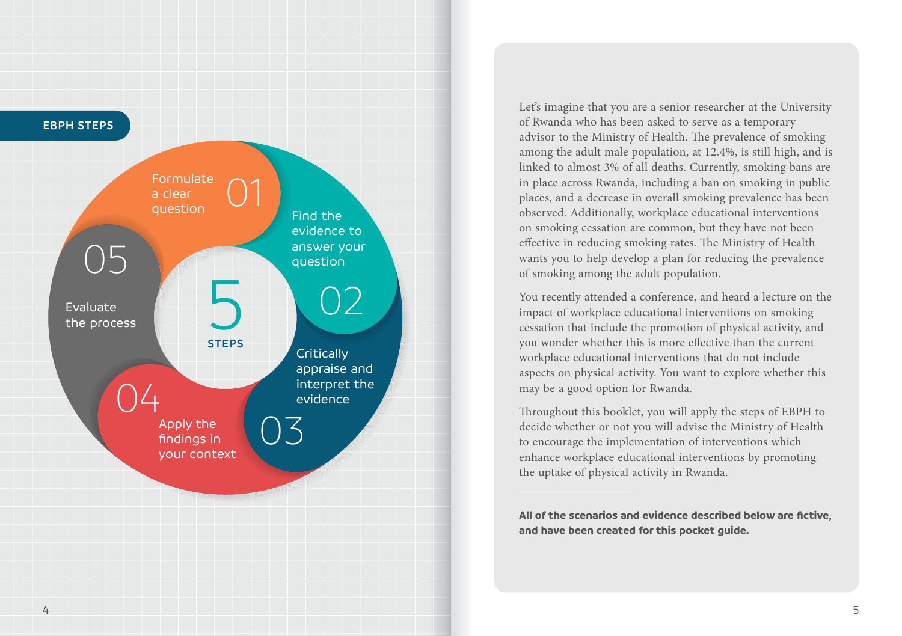## EBPH STEPS

**5 STEPS**

01 Formulate a clear question

02 Find the evidence to answer your question

03 Critically appraise and interpret the evidence

04 Apply the findings in your context

05 Evaluate the process

Let's imagine that you are a senior researcher at the University of Rwanda who has been asked to serve as a temporary advisor to the Ministry of Health. The prevalence of smoking among the adult male population, at 12.4%, is still high, and is linked to almost 3% of all deaths. Currently, smoking bans are in place across Rwanda, including a ban on smoking in public places, and a decrease in overall smoking prevalence has been observed. Additionally, workplace educational interventions on smoking cessation are common, but they have not been effective in reducing smoking rates. The Ministry of Health wants you to help develop a plan for reducing the prevalence of smoking among the adult population.

You recently attended a conference, and heard a lecture on the impact of workplace educational interventions on smoking cessation that include the promotion of physical activity, and you wonder whether this is more effective than the current workplace educational interventions that do not include aspects on physical activity. You want to explore whether this may be a good option for Rwanda.

Throughout this booklet, you will apply the steps of EBPH to decide whether or not you will advise the Ministry of Health to encourage the implementation of interventions which enhance workplace educational interventions by promoting the uptake of physical activity in Rwanda.

---

**All of the scenarios and evidence described below are fictive, and have been created for this pocket guide.**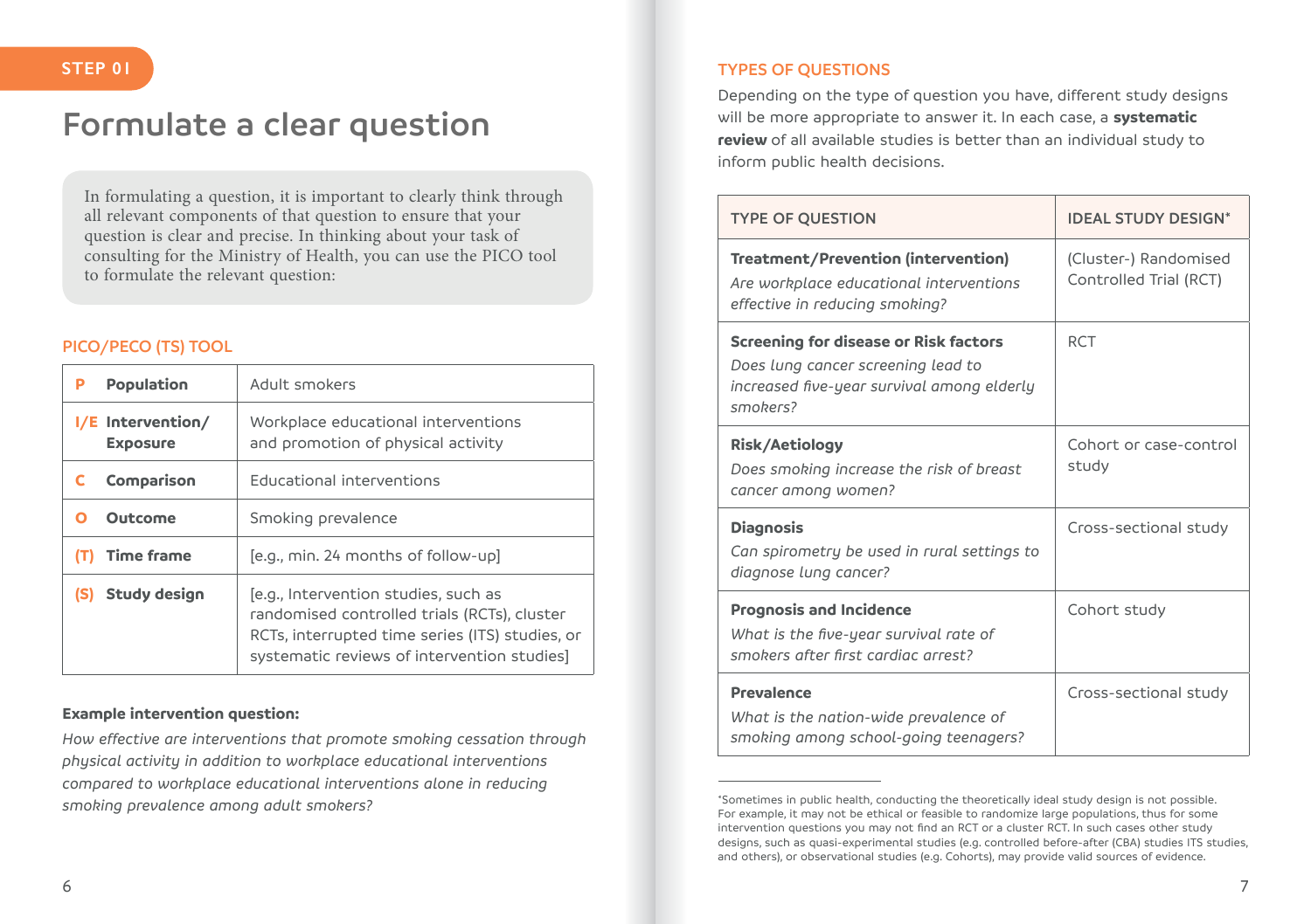STEP 01

# Formulate a clear question

In formulating a question, it is important to clearly think through all relevant components of that question to ensure that your question is clear and precise. In thinking about your task of consulting for the Ministry of Health, you can use the PICO tool to formulate the relevant question:

## PICO/PECO (TS) TOOL

| | | |
|---|---|---|
| **P** | **Population** | Adult smokers |
| **I/E** | **Intervention/ Exposure** | Workplace educational interventions and promotion of physical activity |
| **C** | **Comparison** | Educational interventions |
| **O** | **Outcome** | Smoking prevalence |
| **(T)** | **Time frame** | [e.g., min. 24 months of follow-up] |
| **(S)** | **Study design** | [e.g., Intervention studies, such as randomised controlled trials (RCTs), cluster RCTs, interrupted time series (ITS) studies, or systematic reviews of intervention studies] |

**Example intervention question:**

*How effective are interventions that promote smoking cessation through physical activity in addition to workplace educational interventions compared to workplace educational interventions alone in reducing smoking prevalence among adult smokers?*

## TYPES OF QUESTIONS

Depending on the type of question you have, different study designs will be more appropriate to answer it. In each case, a **systematic review** of all available studies is better than an individual study to inform public health decisions.

| TYPE OF QUESTION | IDEAL STUDY DESIGN* |
|---|---|
| **Treatment/Prevention (intervention)**<br>*Are workplace educational interventions effective in reducing smoking?* | (Cluster-) Randomised Controlled Trial (RCT) |
| **Screening for disease or Risk factors**<br>*Does lung cancer screening lead to increased five-year survival among elderly smokers?* | RCT |
| **Risk/Aetiology**<br>*Does smoking increase the risk of breast cancer among women?* | Cohort or case-control study |
| **Diagnosis**<br>*Can spirometry be used in rural settings to diagnose lung cancer?* | Cross-sectional study |
| **Prognosis and Incidence**<br>*What is the five-year survival rate of smokers after first cardiac arrest?* | Cohort study |
| **Prevalence**<br>*What is the nation-wide prevalence of smoking among school-going teenagers?* | Cross-sectional study |

*Sometimes in public health, conducting the theoretically ideal study design is not possible. For example, it may not be ethical or feasible to randomize large populations, thus for some intervention questions you may not find an RCT or a cluster RCT. In such cases other study designs, such as quasi-experimental studies (e.g. controlled before-after (CBA) studies ITS studies, and others), or observational studies (e.g. Cohorts), may provide valid sources of evidence.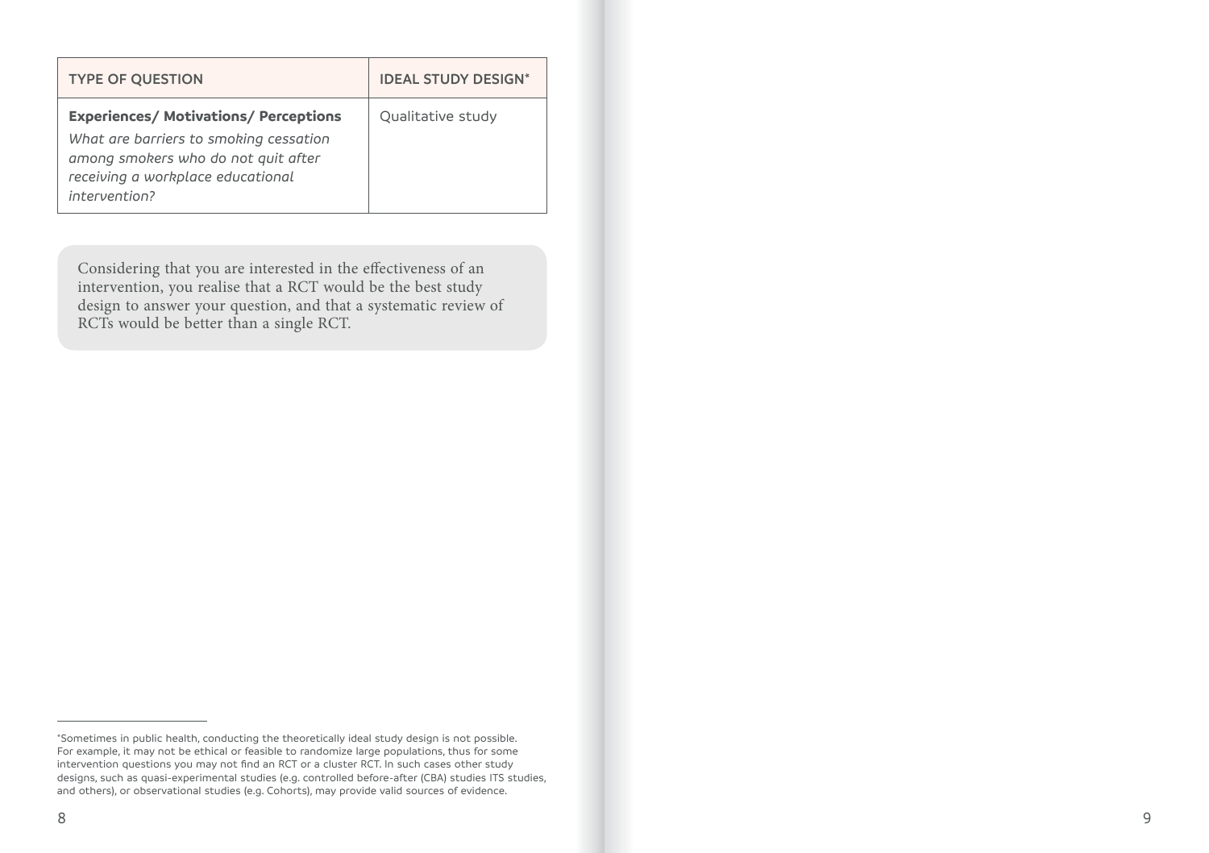| TYPE OF QUESTION | IDEAL STUDY DESIGN* |
| --- | --- |
| **Experiences/ Motivations/ Perceptions** *What are barriers to smoking cessation among smokers who do not quit after receiving a workplace educational intervention?* | Qualitative study |

Considering that you are interested in the effectiveness of an intervention, you realise that a RCT would be the best study design to answer your question, and that a systematic review of RCTs would be better than a single RCT.

*Sometimes in public health, conducting the theoretically ideal study design is not possible. For example, it may not be ethical or feasible to randomize large populations, thus for some intervention questions you may not find an RCT or a cluster RCT. In such cases other study designs, such as quasi-experimental studies (e.g. controlled before-after (CBA) studies ITS studies, and others), or observational studies (e.g. Cohorts), may provide valid sources of evidence.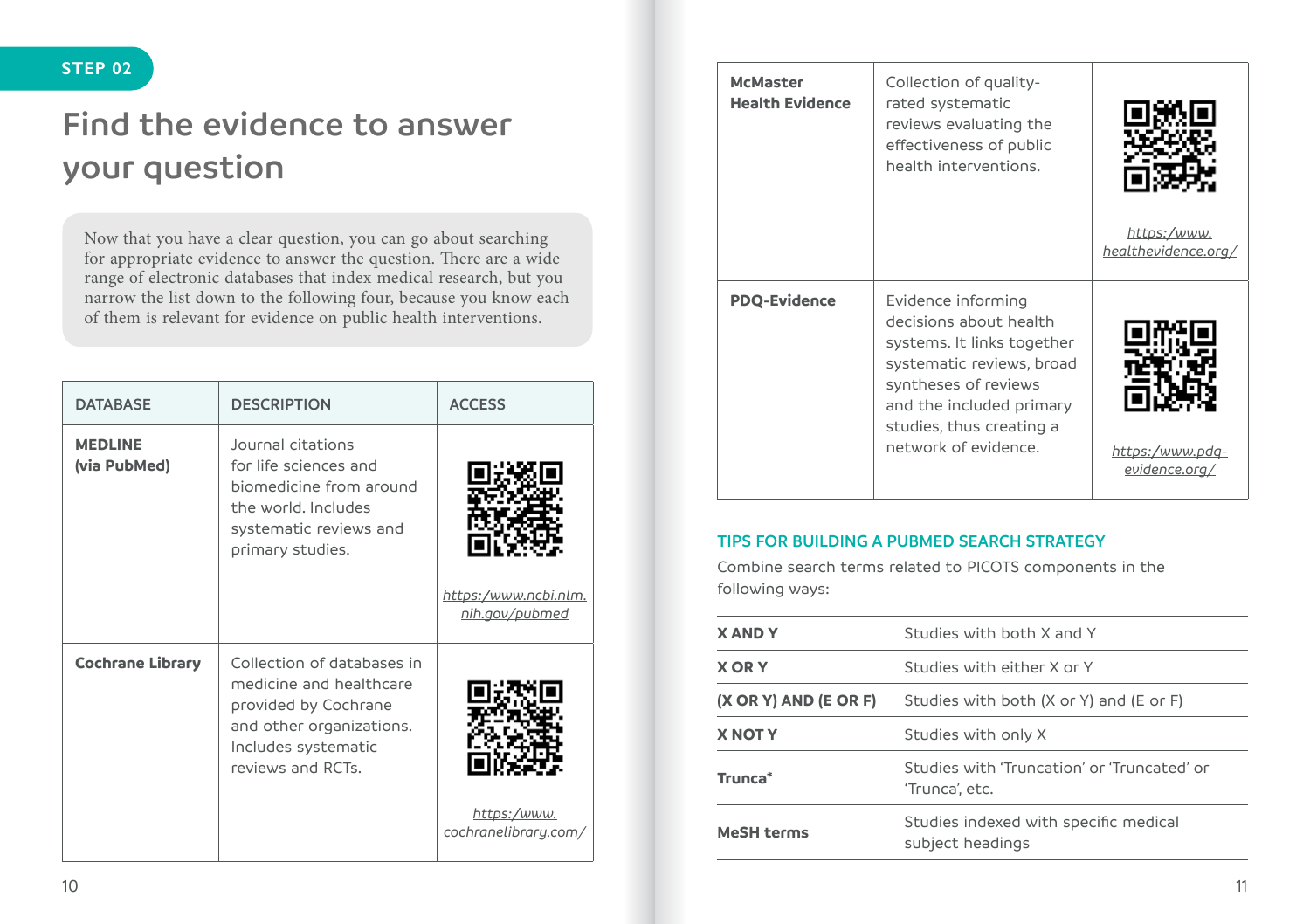STEP 02

# Find the evidence to answer your question

Now that you have a clear question, you can go about searching for appropriate evidence to answer the question. There are a wide range of electronic databases that index medical research, but you narrow the list down to the following four, because you know each of them is relevant for evidence on public health interventions.

| DATABASE | DESCRIPTION | ACCESS |
|---|---|---|
| **MEDLINE (via PubMed)** | Journal citations for life sciences and biomedicine from around the world. Includes systematic reviews and primary studies. | https://www.ncbi.nlm.nih.gov/pubmed |
| **Cochrane Library** | Collection of databases in medicine and healthcare provided by Cochrane and other organizations. Includes systematic reviews and RCTs. | https://www.cochranelibrary.com/ |
| **McMaster Health Evidence** | Collection of quality-rated systematic reviews evaluating the effectiveness of public health interventions. | https://www.healthevidence.org/ |
| **PDQ-Evidence** | Evidence informing decisions about health systems. It links together systematic reviews, broad syntheses of reviews and the included primary studies, thus creating a network of evidence. | https://www.pdq-evidence.org/ |

## TIPS FOR BUILDING A PUBMED SEARCH STRATEGY

Combine search terms related to PICOTS components in the following ways:

| | |
|---|---|
| **X AND Y** | Studies with both X and Y |
| **X OR Y** | Studies with either X or Y |
| **(X OR Y) AND (E OR F)** | Studies with both (X or Y) and (E or F) |
| **X NOT Y** | Studies with only X |
| **Trunca*** | Studies with 'Truncation' or 'Truncated' or 'Trunca', etc. |
| **MeSH terms** | Studies indexed with specific medical subject headings |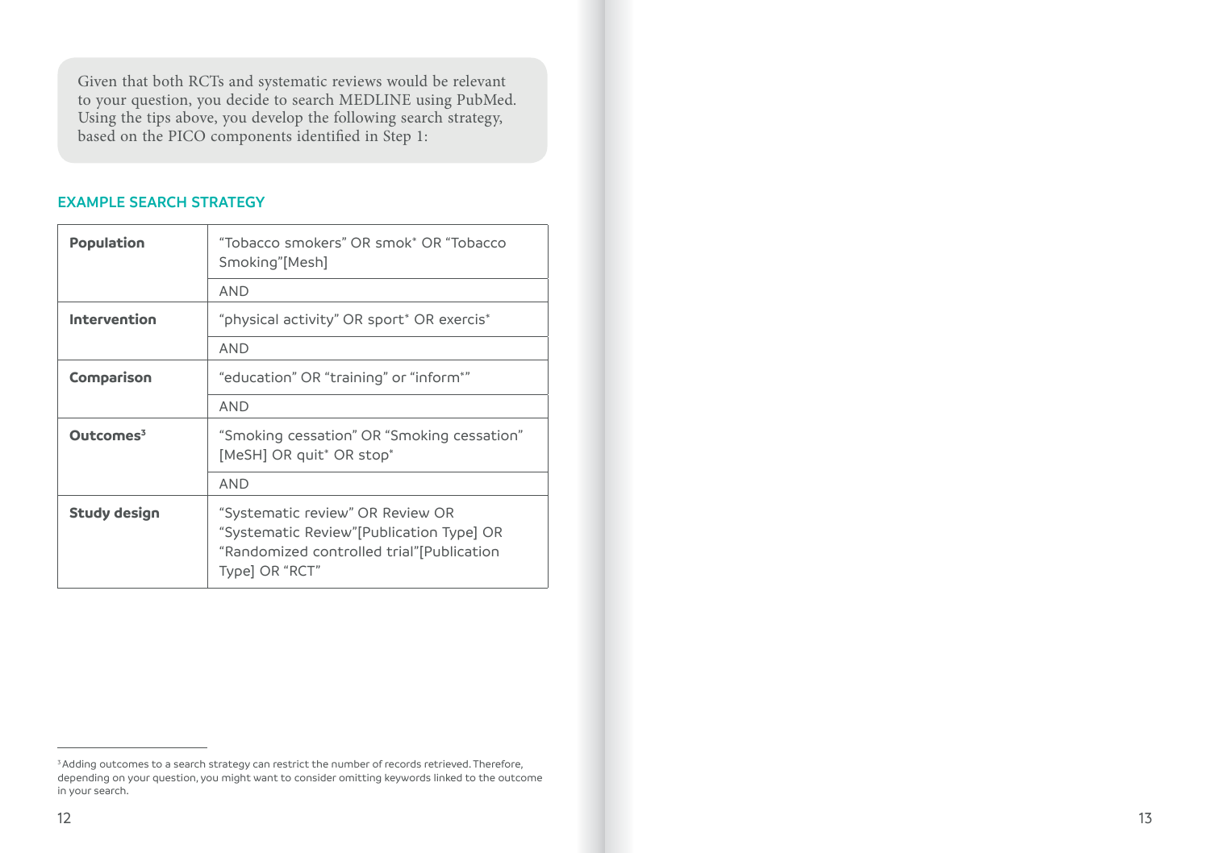Given that both RCTs and systematic reviews would be relevant to your question, you decide to search MEDLINE using PubMed. Using the tips above, you develop the following search strategy, based on the PICO components identified in Step 1:

## EXAMPLE SEARCH STRATEGY

| | |
|---|---|
| **Population** | "Tobacco smokers" OR smok* OR "Tobacco Smoking"[Mesh] |
| | AND |
| **Intervention** | "physical activity" OR sport* OR exercis* |
| | AND |
| **Comparison** | "education" OR "training" or "inform*" |
| | AND |
| **Outcomes**[3] | "Smoking cessation" OR "Smoking cessation" [MeSH] OR quit* OR stop* |
| | AND |
| **Study design** | "Systematic review" OR Review OR "Systematic Review"[Publication Type] OR "Randomized controlled trial"[Publication Type] OR "RCT" |

[3] Adding outcomes to a search strategy can restrict the number of records retrieved. Therefore, depending on your question, you might want to consider omitting keywords linked to the outcome in your search.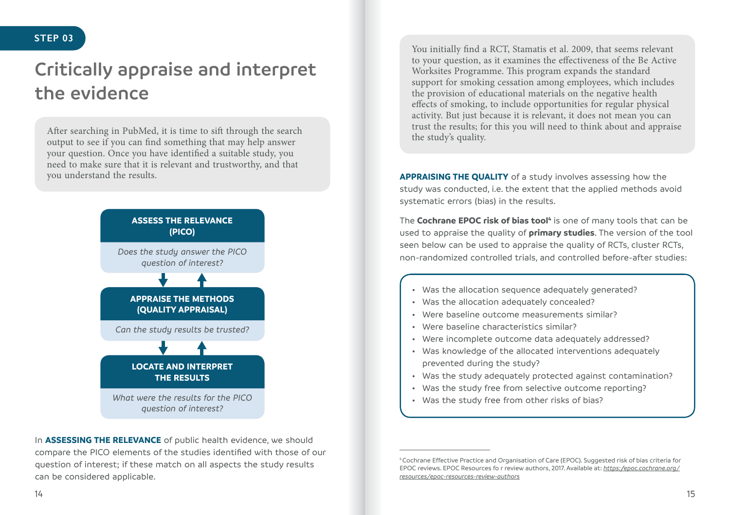STEP 03

# Critically appraise and interpret the evidence

After searching in PubMed, it is time to sift through the search output to see if you can find something that may help answer your question. Once you have identified a suitable study, you need to make sure that it is relevant and trustworthy, and that you understand the results.

**ASSESS THE RELEVANCE (PICO)**

*Does the study answer the PICO question of interest?*

**APPRAISE THE METHODS (QUALITY APPRAISAL)**

*Can the study results be trusted?*

**LOCATE AND INTERPRET THE RESULTS**

*What were the results for the PICO question of interest?*

In **ASSESSING THE RELEVANCE** of public health evidence, we should compare the PICO elements of the studies identified with those of our question of interest; if these match on all aspects the study results can be considered applicable.

You initially find a RCT, Stamatis et al. 2009, that seems relevant to your question, as it examines the effectiveness of the Be Active Worksites Programme. This program expands the standard support for smoking cessation among employees, which includes the provision of educational materials on the negative health effects of smoking, to include opportunities for regular physical activity. But just because it is relevant, it does not mean you can trust the results; for this you will need to think about and appraise the study's quality.

**APPRAISING THE QUALITY** of a study involves assessing how the study was conducted, i.e. the extent that the applied methods avoid systematic errors (bias) in the results.

The **Cochrane EPOC risk of bias tool**[4] is one of many tools that can be used to appraise the quality of **primary studies**. The version of the tool seen below can be used to appraise the quality of RCTs, cluster RCTs, non-randomized controlled trials, and controlled before-after studies:

- Was the allocation sequence adequately generated?
- Was the allocation adequately concealed?
- Were baseline outcome measurements similar?
- Were baseline characteristics similar?
- Were incomplete outcome data adequately addressed?
- Was knowledge of the allocated interventions adequately prevented during the study?
- Was the study adequately protected against contamination?
- Was the study free from selective outcome reporting?
- Was the study free from other risks of bias?

[4] Cochrane Effective Practice and Organisation of Care (EPOC). Suggested risk of bias criteria for EPOC reviews. EPOC Resources fo r review authors, 2017. Available at: *https:/epoc.cochrane.org/resources/epoc-resources-review-authors*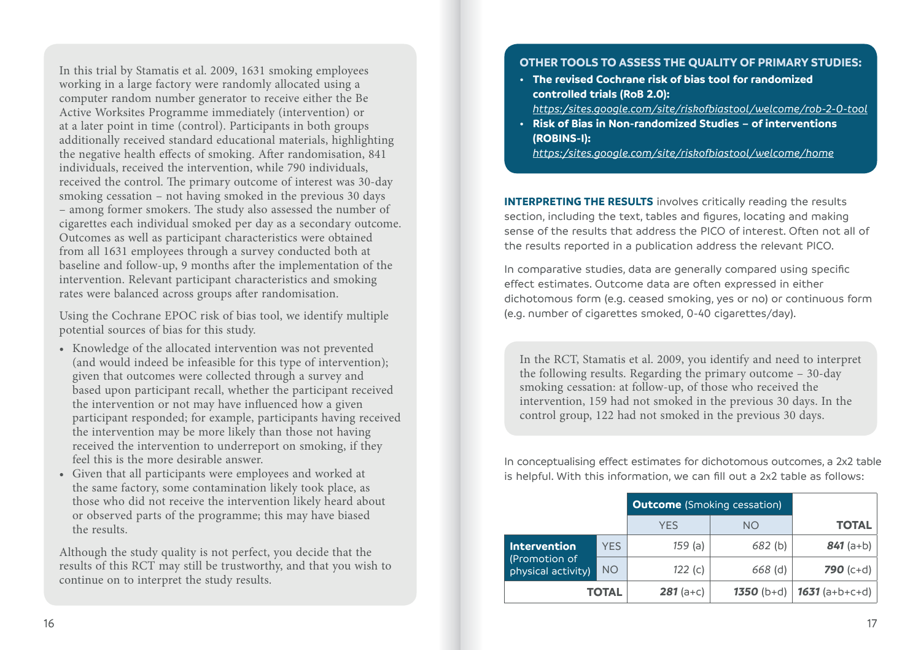In this trial by Stamatis et al. 2009, 1631 smoking employees working in a large factory were randomly allocated using a computer random number generator to receive either the Be Active Worksites Programme immediately (intervention) or at a later point in time (control). Participants in both groups additionally received standard educational materials, highlighting the negative health effects of smoking. After randomisation, 841 individuals, received the intervention, while 790 individuals, received the control. The primary outcome of interest was 30-day smoking cessation – not having smoked in the previous 30 days – among former smokers. The study also assessed the number of cigarettes each individual smoked per day as a secondary outcome. Outcomes as well as participant characteristics were obtained from all 1631 employees through a survey conducted both at baseline and follow-up, 9 months after the implementation of the intervention. Relevant participant characteristics and smoking rates were balanced across groups after randomisation.

Using the Cochrane EPOC risk of bias tool, we identify multiple potential sources of bias for this study.

- Knowledge of the allocated intervention was not prevented (and would indeed be infeasible for this type of intervention); given that outcomes were collected through a survey and based upon participant recall, whether the participant received the intervention or not may have influenced how a given participant responded; for example, participants having received the intervention may be more likely than those not having received the intervention to underreport on smoking, if they feel this is the more desirable answer.
- Given that all participants were employees and worked at the same factory, some contamination likely took place, as those who did not receive the intervention likely heard about or observed parts of the programme; this may have biased the results.

Although the study quality is not perfect, you decide that the results of this RCT may still be trustworthy, and that you wish to continue on to interpret the study results.

**OTHER TOOLS TO ASSESS THE QUALITY OF PRIMARY STUDIES:**

- **The revised Cochrane risk of bias tool for randomized controlled trials (RoB 2.0):** https://sites.google.com/site/riskofbiastool/welcome/rob-2-0-tool
- **Risk of Bias in Non-randomized Studies – of interventions (ROBINS-I):** https://sites.google.com/site/riskofbiastool/welcome/home

**INTERPRETING THE RESULTS** involves critically reading the results section, including the text, tables and figures, locating and making sense of the results that address the PICO of interest. Often not all of the results reported in a publication address the relevant PICO.

In comparative studies, data are generally compared using specific effect estimates. Outcome data are often expressed in either dichotomous form (e.g. ceased smoking, yes or no) or continuous form (e.g. number of cigarettes smoked, 0-40 cigarettes/day).

In the RCT, Stamatis et al. 2009, you identify and need to interpret the following results. Regarding the primary outcome – 30-day smoking cessation: at follow-up, of those who received the intervention, 159 had not smoked in the previous 30 days. In the control group, 122 had not smoked in the previous 30 days.

In conceptualising effect estimates for dichotomous outcomes, a 2x2 table is helpful. With this information, we can fill out a 2x2 table as follows:

| | | **Outcome** (Smoking cessation) | | |
|---|---|---|---|---|
| | | YES | NO | **TOTAL** |
| **Intervention** (Promotion of physical activity) | YES | *159* (a) | *682* (b) | ***841*** (a+b) |
| | NO | *122* (c) | *668* (d) | ***790*** (c+d) |
| **TOTAL** | | ***281*** (a+c) | ***1350*** (b+d) | ***1631*** (a+b+c+d) |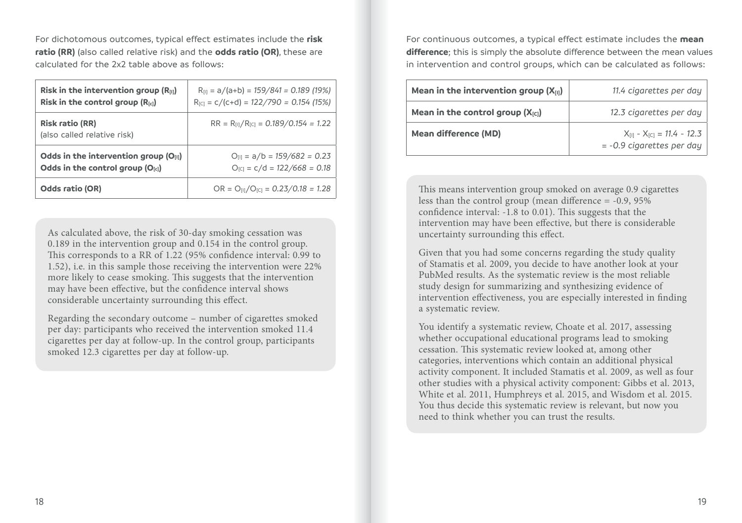For dichotomous outcomes, typical effect estimates include the **risk ratio (RR)** (also called relative risk) and the **odds ratio (OR)**, these are calculated for the 2x2 table above as follows:

| | |
|---|---|
| **Risk in the intervention group ($R_{[I]}$)**<br>**Risk in the control group ($R_{[c]}$)** | $R_{[I]} = a/(a+b) =$ *159/841 = 0.189 (19%)*<br>$R_{[C]} = c/(c+d) =$ *122/790 = 0.154 (15%)* |
| **Risk ratio (RR)**<br>(also called relative risk) | $RR = R_{[I]}/R_{[C]} =$ *0.189/0.154 = 1.22* |
| **Odds in the intervention group ($O_{[I]}$)**<br>**Odds in the control group ($O_{[c]}$)** | $O_{[I]} = a/b =$ *159/682 = 0.23*<br>$O_{[C]} = c/d =$ *122/668 = 0.18* |
| **Odds ratio (OR)** | $OR = O_{[I]}/O_{[C]} =$ *0.23/0.18 = 1.28* |

As calculated above, the risk of 30-day smoking cessation was 0.189 in the intervention group and 0.154 in the control group. This corresponds to a RR of 1.22 (95% confidence interval: 0.99 to 1.52), i.e. in this sample those receiving the intervention were 22% more likely to cease smoking. This suggests that the intervention may have been effective, but the confidence interval shows considerable uncertainty surrounding this effect.

Regarding the secondary outcome – number of cigarettes smoked per day: participants who received the intervention smoked 11.4 cigarettes per day at follow-up. In the control group, participants smoked 12.3 cigarettes per day at follow-up.

For continuous outcomes, a typical effect estimate includes the **mean difference**; this is simply the absolute difference between the mean values in intervention and control groups, which can be calculated as follows:

| | |
|---|---|
| **Mean in the intervention group ($X_{[I]}$)** | *11.4 cigarettes per day* |
| **Mean in the control group ($X_{[C]}$)** | *12.3 cigarettes per day* |
| **Mean difference (MD)** | $X_{[I]} - X_{[C]} =$ *11.4 - 12.3*<br>*= -0.9 cigarettes per day* |

This means intervention group smoked on average 0.9 cigarettes less than the control group (mean difference = -0.9, 95% confidence interval: -1.8 to 0.01). This suggests that the intervention may have been effective, but there is considerable uncertainty surrounding this effect.

Given that you had some concerns regarding the study quality of Stamatis et al. 2009, you decide to have another look at your PubMed results. As the systematic review is the most reliable study design for summarizing and synthesizing evidence of intervention effectiveness, you are especially interested in finding a systematic review.

You identify a systematic review, Choate et al. 2017, assessing whether occupational educational programs lead to smoking cessation. This systematic review looked at, among other categories, interventions which contain an additional physical activity component. It included Stamatis et al. 2009, as well as four other studies with a physical activity component: Gibbs et al. 2013, White et al. 2011, Humphreys et al. 2015, and Wisdom et al. 2015. You thus decide this systematic review is relevant, but now you need to think whether you can trust the results.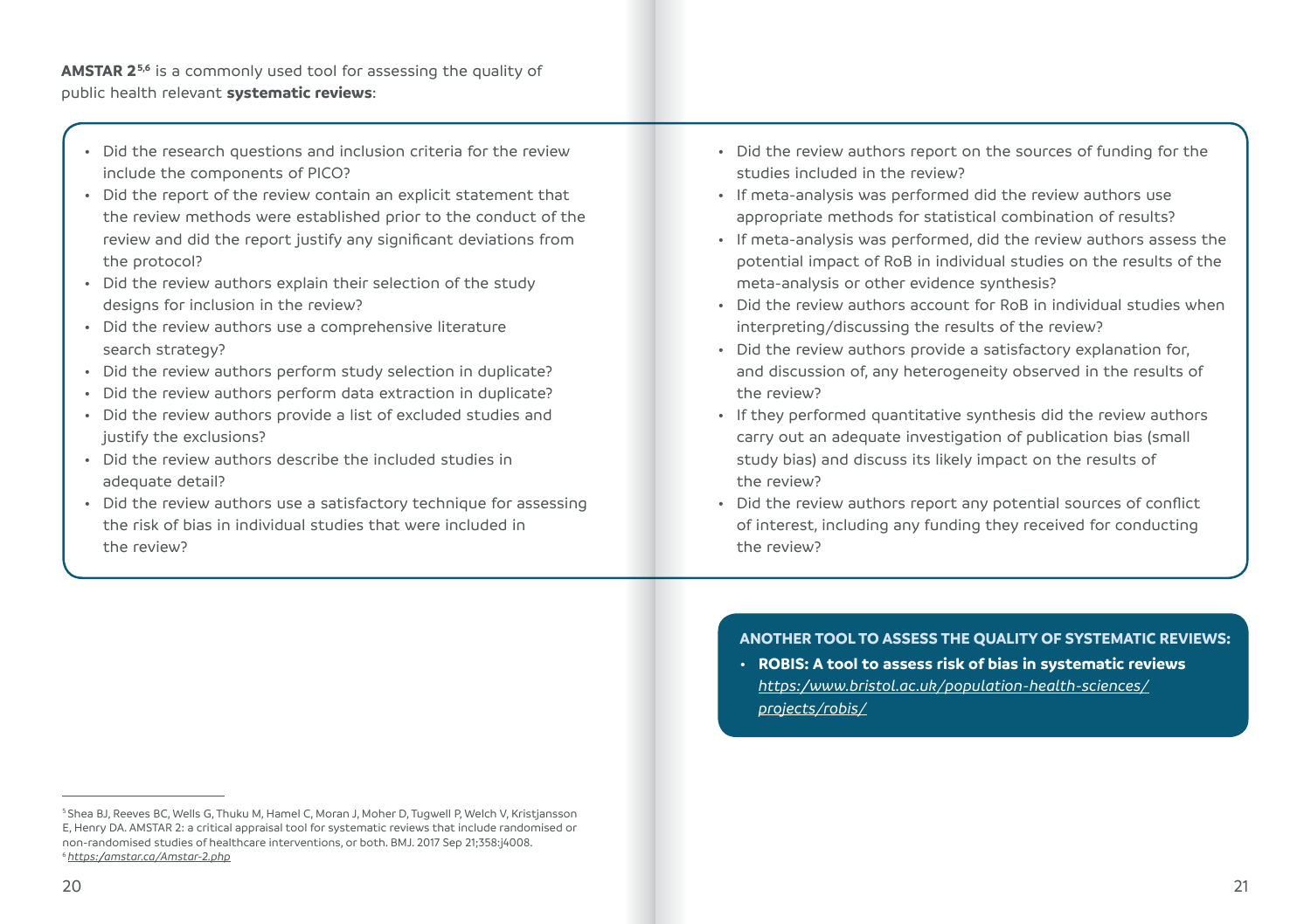**AMSTAR 2**[5,6] is a commonly used tool for assessing the quality of public health relevant **systematic reviews**:

- Did the research questions and inclusion criteria for the review include the components of PICO?
- Did the report of the review contain an explicit statement that the review methods were established prior to the conduct of the review and did the report justify any significant deviations from the protocol?
- Did the review authors explain their selection of the study designs for inclusion in the review?
- Did the review authors use a comprehensive literature search strategy?
- Did the review authors perform study selection in duplicate?
- Did the review authors perform data extraction in duplicate?
- Did the review authors provide a list of excluded studies and justify the exclusions?
- Did the review authors describe the included studies in adequate detail?
- Did the review authors use a satisfactory technique for assessing the risk of bias in individual studies that were included in the review?
- Did the review authors report on the sources of funding for the studies included in the review?
- If meta-analysis was performed did the review authors use appropriate methods for statistical combination of results?
- If meta-analysis was performed, did the review authors assess the potential impact of RoB in individual studies on the results of the meta-analysis or other evidence synthesis?
- Did the review authors account for RoB in individual studies when interpreting/discussing the results of the review?
- Did the review authors provide a satisfactory explanation for, and discussion of, any heterogeneity observed in the results of the review?
- If they performed quantitative synthesis did the review authors carry out an adequate investigation of publication bias (small study bias) and discuss its likely impact on the results of the review?
- Did the review authors report any potential sources of conflict of interest, including any funding they received for conducting the review?

**ANOTHER TOOL TO ASSESS THE QUALITY OF SYSTEMATIC REVIEWS:**

- **ROBIS: A tool to assess risk of bias in systematic reviews** *https://www.bristol.ac.uk/population-health-sciences/projects/robis/*

---

[5] Shea BJ, Reeves BC, Wells G, Thuku M, Hamel C, Moran J, Moher D, Tugwell P, Welch V, Kristjansson E, Henry DA. AMSTAR 2: a critical appraisal tool for systematic reviews that include randomised or non-randomised studies of healthcare interventions, or both. BMJ. 2017 Sep 21;358:j4008.

[6] *https://amstar.ca/Amstar-2.php*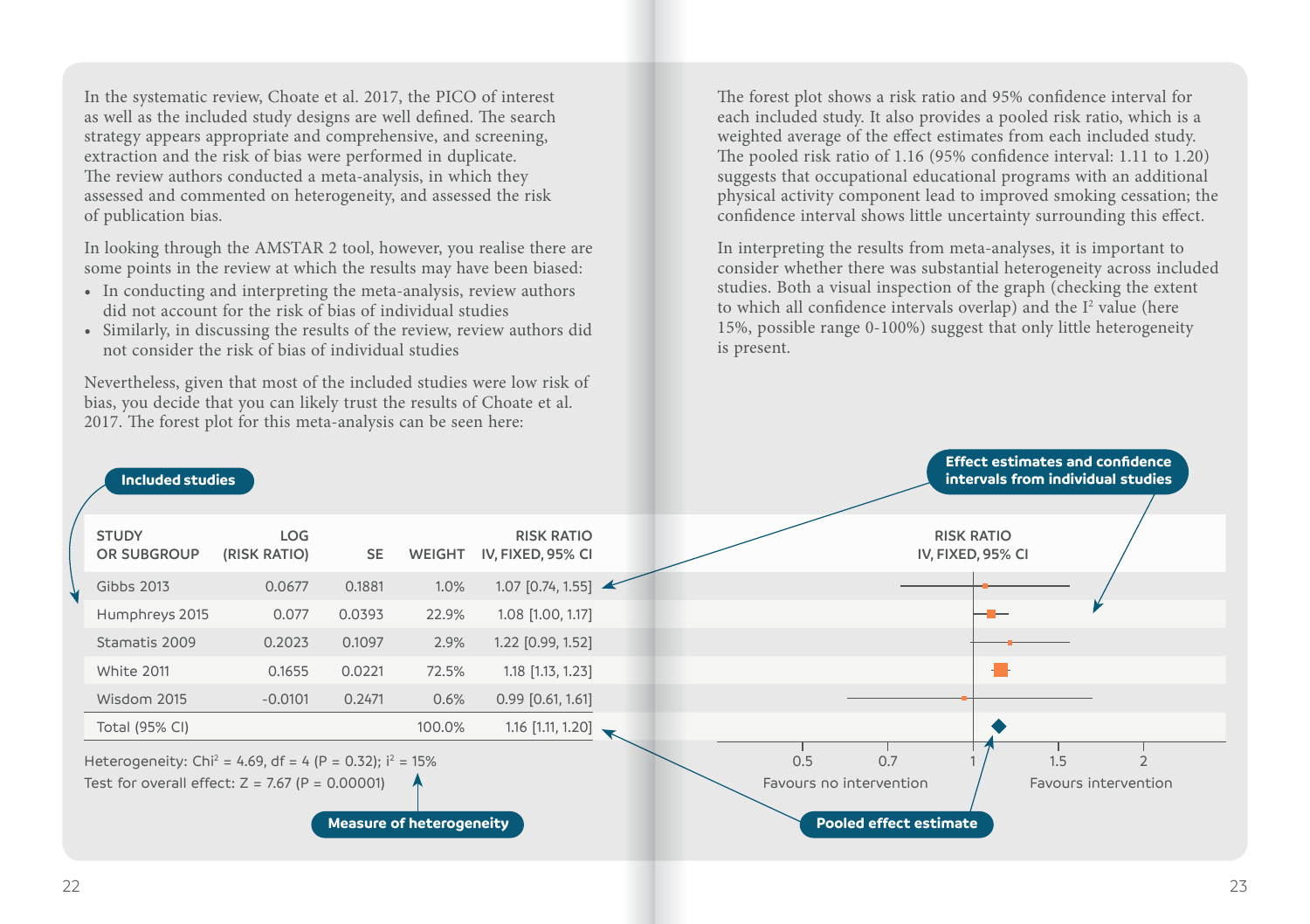In the systematic review, Choate et al. 2017, the PICO of interest as well as the included study designs are well defined. The search strategy appears appropriate and comprehensive, and screening, extraction and the risk of bias were performed in duplicate. The review authors conducted a meta-analysis, in which they assessed and commented on heterogeneity, and assessed the risk of publication bias.

In looking through the AMSTAR 2 tool, however, you realise there are some points in the review at which the results may have been biased:

- In conducting and interpreting the meta-analysis, review authors did not account for the risk of bias of individual studies
- Similarly, in discussing the results of the review, review authors did not consider the risk of bias of individual studies

Nevertheless, given that most of the included studies were low risk of bias, you decide that you can likely trust the results of Choate et al. 2017. The forest plot for this meta-analysis can be seen here:

Included studies

| STUDY OR SUBGROUP | LOG (RISK RATIO) | SE | WEIGHT | RISK RATIO IV, FIXED, 95% CI |
|---|---|---|---|---|
| Gibbs 2013 | 0.0677 | 0.1881 | 1.0% | 1.07 [0.74, 1.55] |
| Humphreys 2015 | 0.077 | 0.0393 | 22.9% | 1.08 [1.00, 1.17] |
| Stamatis 2009 | 0.2023 | 0.1097 | 2.9% | 1.22 [0.99, 1.52] |
| White 2011 | 0.1655 | 0.0221 | 72.5% | 1.18 [1.13, 1.23] |
| Wisdom 2015 | -0.0101 | 0.2471 | 0.6% | 0.99 [0.61, 1.61] |
| Total (95% CI) | | | 100.0% | 1.16 [1.11, 1.20] |

Heterogeneity: $Chi^2 = 4.69$, $df = 4$ ($P = 0.32$); $i^2 = 15\%$

Test for overall effect: $Z = 7.67$ ($P = 0.00001$)

Measure of heterogeneity

RISK RATIO IV, FIXED, 95% CI

Effect estimates and confidence intervals from individual studies

Pooled effect estimate

0.5 0.7 1 1.5 2

Favours no intervention — Favours intervention

The forest plot shows a risk ratio and 95% confidence interval for each included study. It also provides a pooled risk ratio, which is a weighted average of the effect estimates from each included study. The pooled risk ratio of 1.16 (95% confidence interval: 1.11 to 1.20) suggests that occupational educational programs with an additional physical activity component lead to improved smoking cessation; the confidence interval shows little uncertainty surrounding this effect.

In interpreting the results from meta-analyses, it is important to consider whether there was substantial heterogeneity across included studies. Both a visual inspection of the graph (checking the extent to which all confidence intervals overlap) and the $I^2$ value (here 15%, possible range 0-100%) suggest that only little heterogeneity is present.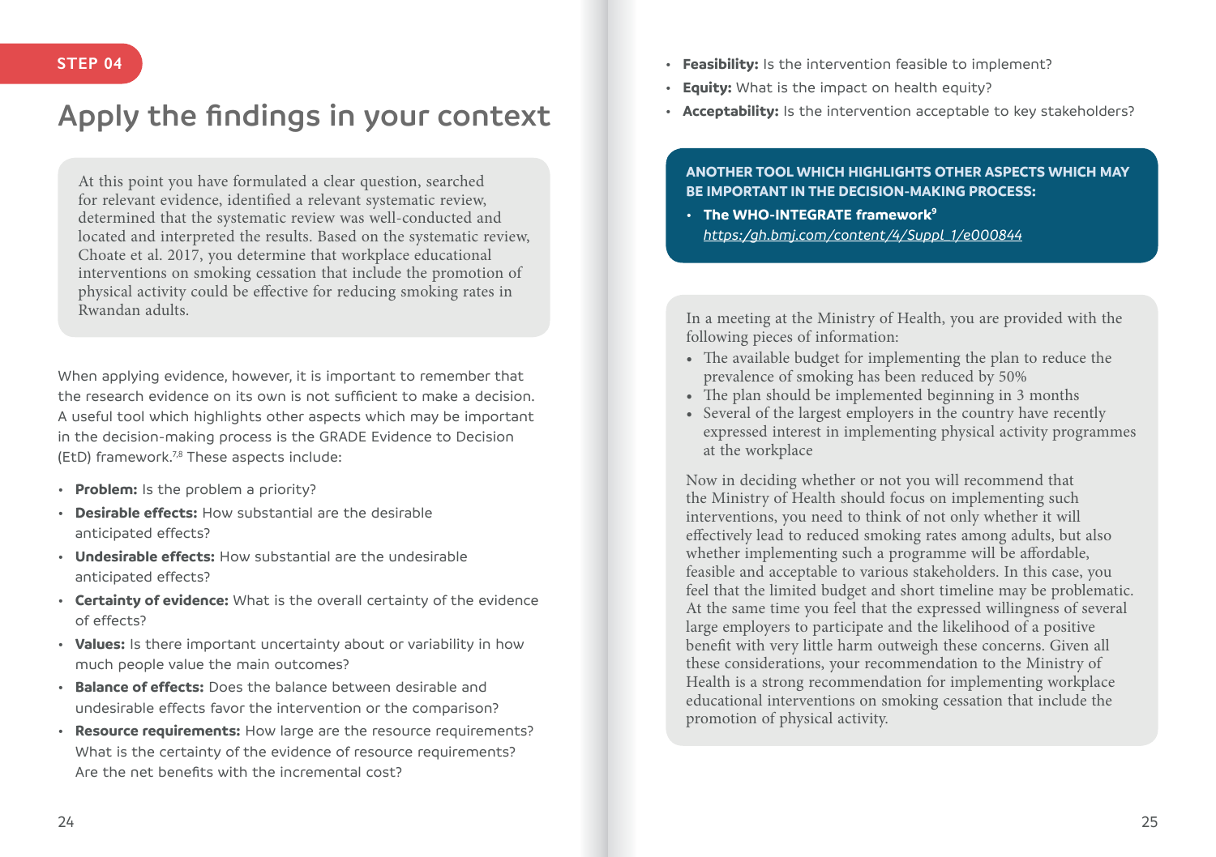STEP 04

# Apply the findings in your context

At this point you have formulated a clear question, searched for relevant evidence, identified a relevant systematic review, determined that the systematic review was well-conducted and located and interpreted the results. Based on the systematic review, Choate et al. 2017, you determine that workplace educational interventions on smoking cessation that include the promotion of physical activity could be effective for reducing smoking rates in Rwandan adults.

When applying evidence, however, it is important to remember that the research evidence on its own is not sufficient to make a decision. A useful tool which highlights other aspects which may be important in the decision-making process is the GRADE Evidence to Decision (EtD) framework.[7,8] These aspects include:

- **Problem:** Is the problem a priority?
- **Desirable effects:** How substantial are the desirable anticipated effects?
- **Undesirable effects:** How substantial are the undesirable anticipated effects?
- **Certainty of evidence:** What is the overall certainty of the evidence of effects?
- **Values:** Is there important uncertainty about or variability in how much people value the main outcomes?
- **Balance of effects:** Does the balance between desirable and undesirable effects favor the intervention or the comparison?
- **Resource requirements:** How large are the resource requirements? What is the certainty of the evidence of resource requirements? Are the net benefits with the incremental cost?
- **Feasibility:** Is the intervention feasible to implement?
- **Equity:** What is the impact on health equity?
- **Acceptability:** Is the intervention acceptable to key stakeholders?

**ANOTHER TOOL WHICH HIGHLIGHTS OTHER ASPECTS WHICH MAY BE IMPORTANT IN THE DECISION-MAKING PROCESS:**

- **The WHO-INTEGRATE framework**[9] https:/gh.bmj.com/content/4/Suppl_1/e000844

In a meeting at the Ministry of Health, you are provided with the following pieces of information:

- The available budget for implementing the plan to reduce the prevalence of smoking has been reduced by 50%
- The plan should be implemented beginning in 3 months
- Several of the largest employers in the country have recently expressed interest in implementing physical activity programmes at the workplace

Now in deciding whether or not you will recommend that the Ministry of Health should focus on implementing such interventions, you need to think of not only whether it will effectively lead to reduced smoking rates among adults, but also whether implementing such a programme will be affordable, feasible and acceptable to various stakeholders. In this case, you feel that the limited budget and short timeline may be problematic. At the same time you feel that the expressed willingness of several large employers to participate and the likelihood of a positive benefit with very little harm outweigh these concerns. Given all these considerations, your recommendation to the Ministry of Health is a strong recommendation for implementing workplace educational interventions on smoking cessation that include the promotion of physical activity.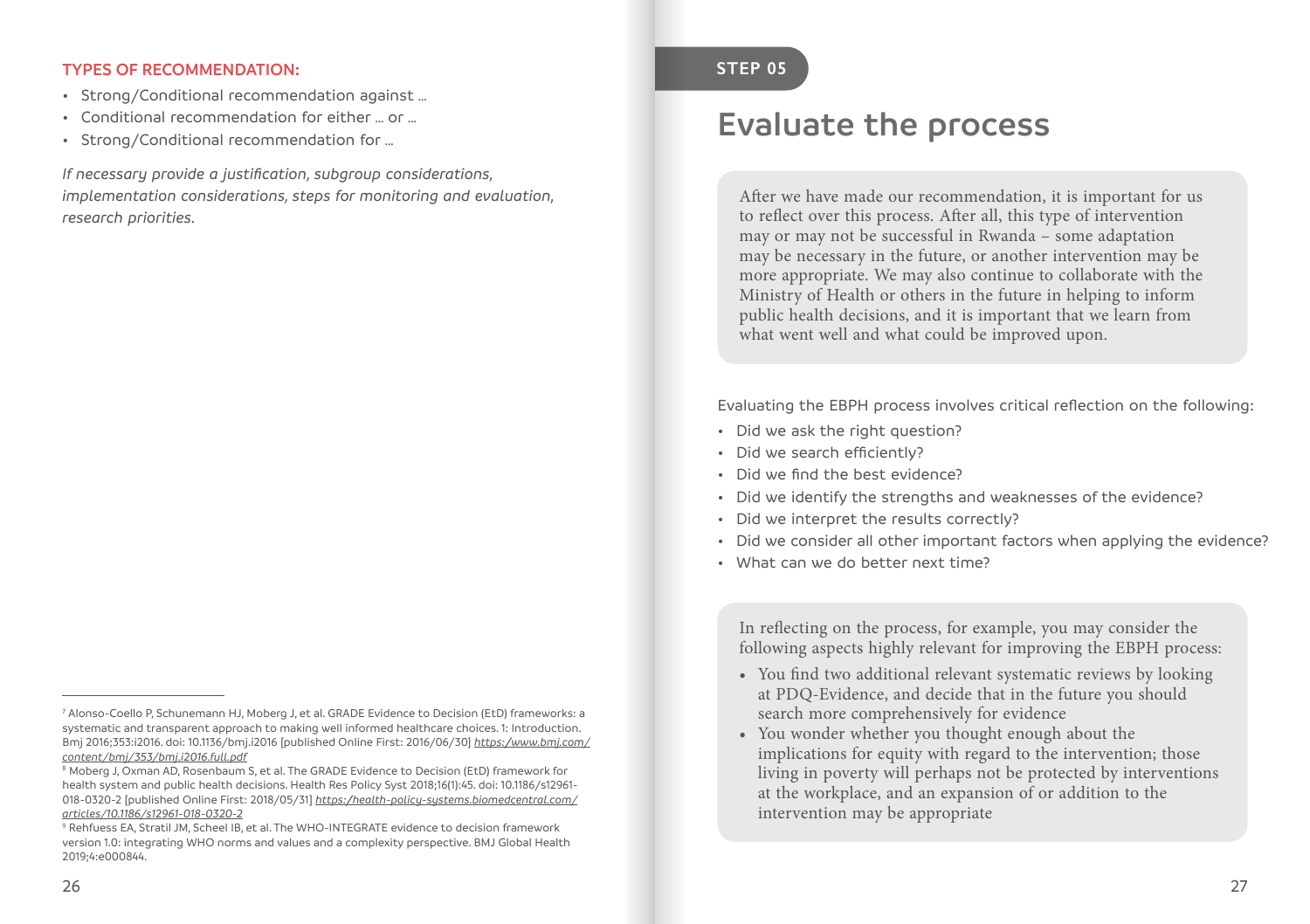### TYPES OF RECOMMENDATION:

- Strong/Conditional recommendation against …
- Conditional recommendation for either … or …
- Strong/Conditional recommendation for …

*If necessary provide a justification, subgroup considerations, implementation considerations, steps for monitoring and evaluation, research priorities.*

[7] Alonso-Coello P, Schunemann HJ, Moberg J, et al. GRADE Evidence to Decision (EtD) frameworks: a systematic and transparent approach to making well informed healthcare choices. 1: Introduction. Bmj 2016;353:i2016. doi: 10.1136/bmj.i2016 [published Online First: 2016/06/30] *https:/www.bmj.com/content/bmj/353/bmj.i2016.full.pdf*

[8] Moberg J, Oxman AD, Rosenbaum S, et al. The GRADE Evidence to Decision (EtD) framework for health system and public health decisions. Health Res Policy Syst 2018;16(1):45. doi: 10.1186/s12961-018-0320-2 [published Online First: 2018/05/31] *https:/health-policy-systems.biomedcentral.com/articles/10.1186/s12961-018-0320-2*

[9] Rehfuess EA, Stratil JM, Scheel IB, et al. The WHO-INTEGRATE evidence to decision framework version 1.0: integrating WHO norms and values and a complexity perspective. BMJ Global Health 2019;4:e000844.

STEP 05

# Evaluate the process

After we have made our recommendation, it is important for us to reflect over this process. After all, this type of intervention may or may not be successful in Rwanda – some adaptation may be necessary in the future, or another intervention may be more appropriate. We may also continue to collaborate with the Ministry of Health or others in the future in helping to inform public health decisions, and it is important that we learn from what went well and what could be improved upon.

Evaluating the EBPH process involves critical reflection on the following:

- Did we ask the right question?
- Did we search efficiently?
- Did we find the best evidence?
- Did we identify the strengths and weaknesses of the evidence?
- Did we interpret the results correctly?
- Did we consider all other important factors when applying the evidence?
- What can we do better next time?

In reflecting on the process, for example, you may consider the following aspects highly relevant for improving the EBPH process:

- You find two additional relevant systematic reviews by looking at PDQ-Evidence, and decide that in the future you should search more comprehensively for evidence
- You wonder whether you thought enough about the implications for equity with regard to the intervention; those living in poverty will perhaps not be protected by interventions at the workplace, and an expansion of or addition to the intervention may be appropriate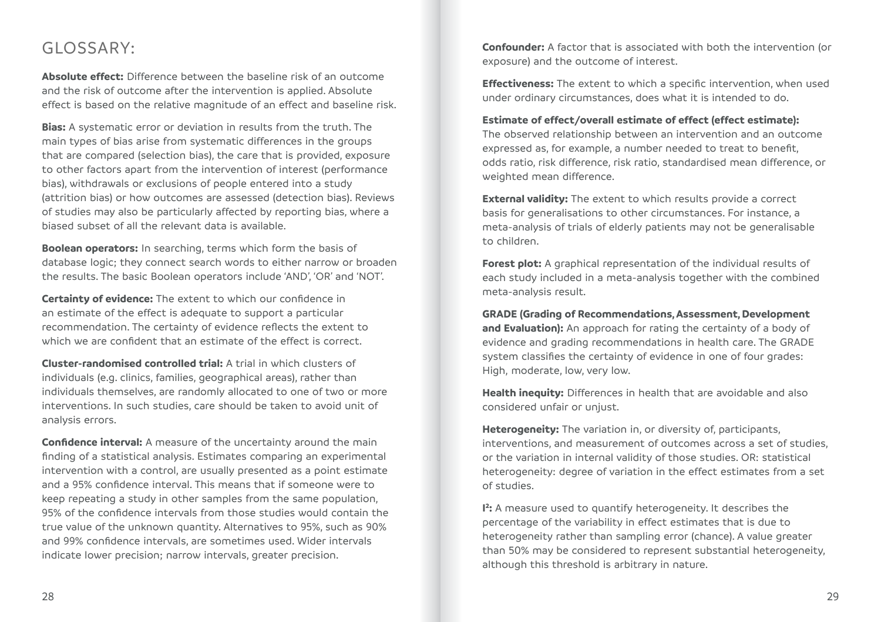# GLOSSARY:

**Absolute effect:** Difference between the baseline risk of an outcome and the risk of outcome after the intervention is applied. Absolute effect is based on the relative magnitude of an effect and baseline risk.

**Bias:** A systematic error or deviation in results from the truth. The main types of bias arise from systematic differences in the groups that are compared (selection bias), the care that is provided, exposure to other factors apart from the intervention of interest (performance bias), withdrawals or exclusions of people entered into a study (attrition bias) or how outcomes are assessed (detection bias). Reviews of studies may also be particularly affected by reporting bias, where a biased subset of all the relevant data is available.

**Boolean operators:** In searching, terms which form the basis of database logic; they connect search words to either narrow or broaden the results. The basic Boolean operators include 'AND', 'OR' and 'NOT'.

**Certainty of evidence:** The extent to which our confidence in an estimate of the effect is adequate to support a particular recommendation. The certainty of evidence reflects the extent to which we are confident that an estimate of the effect is correct.

**Cluster-randomised controlled trial:** A trial in which clusters of individuals (e.g. clinics, families, geographical areas), rather than individuals themselves, are randomly allocated to one of two or more interventions. In such studies, care should be taken to avoid unit of analysis errors.

**Confidence interval:** A measure of the uncertainty around the main finding of a statistical analysis. Estimates comparing an experimental intervention with a control, are usually presented as a point estimate and a 95% confidence interval. This means that if someone were to keep repeating a study in other samples from the same population, 95% of the confidence intervals from those studies would contain the true value of the unknown quantity. Alternatives to 95%, such as 90% and 99% confidence intervals, are sometimes used. Wider intervals indicate lower precision; narrow intervals, greater precision.

**Confounder:** A factor that is associated with both the intervention (or exposure) and the outcome of interest.

**Effectiveness:** The extent to which a specific intervention, when used under ordinary circumstances, does what it is intended to do.

**Estimate of effect/overall estimate of effect (effect estimate):** The observed relationship between an intervention and an outcome expressed as, for example, a number needed to treat to benefit, odds ratio, risk difference, risk ratio, standardised mean difference, or weighted mean difference.

**External validity:** The extent to which results provide a correct basis for generalisations to other circumstances. For instance, a meta-analysis of trials of elderly patients may not be generalisable to children.

**Forest plot:** A graphical representation of the individual results of each study included in a meta-analysis together with the combined meta-analysis result.

**GRADE (Grading of Recommendations, Assessment, Development and Evaluation):** An approach for rating the certainty of a body of evidence and grading recommendations in health care. The GRADE system classifies the certainty of evidence in one of four grades: High, moderate, low, very low.

**Health inequity:** Differences in health that are avoidable and also considered unfair or unjust.

**Heterogeneity:** The variation in, or diversity of, participants, interventions, and measurement of outcomes across a set of studies, or the variation in internal validity of those studies. OR: statistical heterogeneity: degree of variation in the effect estimates from a set of studies.

**$I^2$:** A measure used to quantify heterogeneity. It describes the percentage of the variability in effect estimates that is due to heterogeneity rather than sampling error (chance). A value greater than 50% may be considered to represent substantial heterogeneity, although this threshold is arbitrary in nature.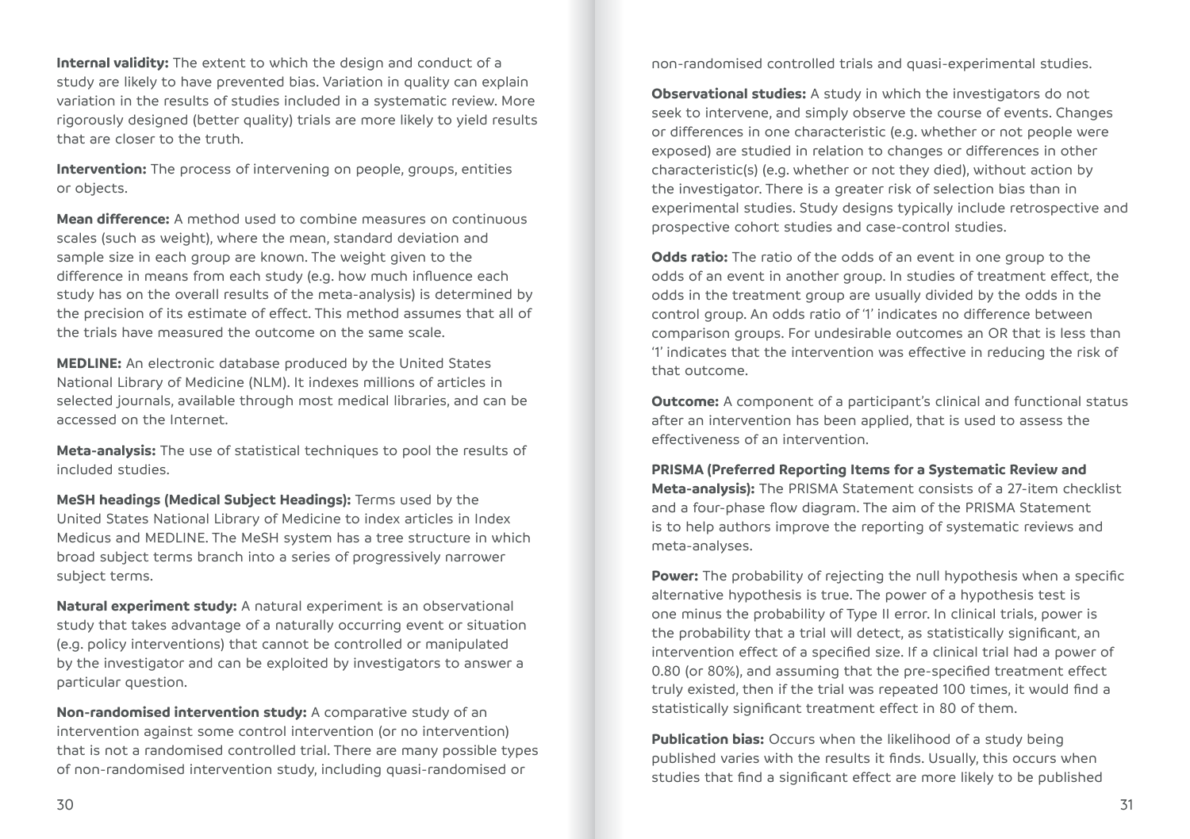**Internal validity:** The extent to which the design and conduct of a study are likely to have prevented bias. Variation in quality can explain variation in the results of studies included in a systematic review. More rigorously designed (better quality) trials are more likely to yield results that are closer to the truth.

**Intervention:** The process of intervening on people, groups, entities or objects.

**Mean difference:** A method used to combine measures on continuous scales (such as weight), where the mean, standard deviation and sample size in each group are known. The weight given to the difference in means from each study (e.g. how much influence each study has on the overall results of the meta-analysis) is determined by the precision of its estimate of effect. This method assumes that all of the trials have measured the outcome on the same scale.

**MEDLINE:** An electronic database produced by the United States National Library of Medicine (NLM). It indexes millions of articles in selected journals, available through most medical libraries, and can be accessed on the Internet.

**Meta-analysis:** The use of statistical techniques to pool the results of included studies.

**MeSH headings (Medical Subject Headings):** Terms used by the United States National Library of Medicine to index articles in Index Medicus and MEDLINE. The MeSH system has a tree structure in which broad subject terms branch into a series of progressively narrower subject terms.

**Natural experiment study:** A natural experiment is an observational study that takes advantage of a naturally occurring event or situation (e.g. policy interventions) that cannot be controlled or manipulated by the investigator and can be exploited by investigators to answer a particular question.

**Non-randomised intervention study:** A comparative study of an intervention against some control intervention (or no intervention) that is not a randomised controlled trial. There are many possible types of non-randomised intervention study, including quasi-randomised or non-randomised controlled trials and quasi-experimental studies.

**Observational studies:** A study in which the investigators do not seek to intervene, and simply observe the course of events. Changes or differences in one characteristic (e.g. whether or not people were exposed) are studied in relation to changes or differences in other characteristic(s) (e.g. whether or not they died), without action by the investigator. There is a greater risk of selection bias than in experimental studies. Study designs typically include retrospective and prospective cohort studies and case-control studies.

**Odds ratio:** The ratio of the odds of an event in one group to the odds of an event in another group. In studies of treatment effect, the odds in the treatment group are usually divided by the odds in the control group. An odds ratio of '1' indicates no difference between comparison groups. For undesirable outcomes an OR that is less than '1' indicates that the intervention was effective in reducing the risk of that outcome.

**Outcome:** A component of a participant's clinical and functional status after an intervention has been applied, that is used to assess the effectiveness of an intervention.

**PRISMA (Preferred Reporting Items for a Systematic Review and Meta-analysis):** The PRISMA Statement consists of a 27-item checklist and a four-phase flow diagram. The aim of the PRISMA Statement is to help authors improve the reporting of systematic reviews and meta-analyses.

**Power:** The probability of rejecting the null hypothesis when a specific alternative hypothesis is true. The power of a hypothesis test is one minus the probability of Type II error. In clinical trials, power is the probability that a trial will detect, as statistically significant, an intervention effect of a specified size. If a clinical trial had a power of 0.80 (or 80%), and assuming that the pre-specified treatment effect truly existed, then if the trial was repeated 100 times, it would find a statistically significant treatment effect in 80 of them.

**Publication bias:** Occurs when the likelihood of a study being published varies with the results it finds. Usually, this occurs when studies that find a significant effect are more likely to be published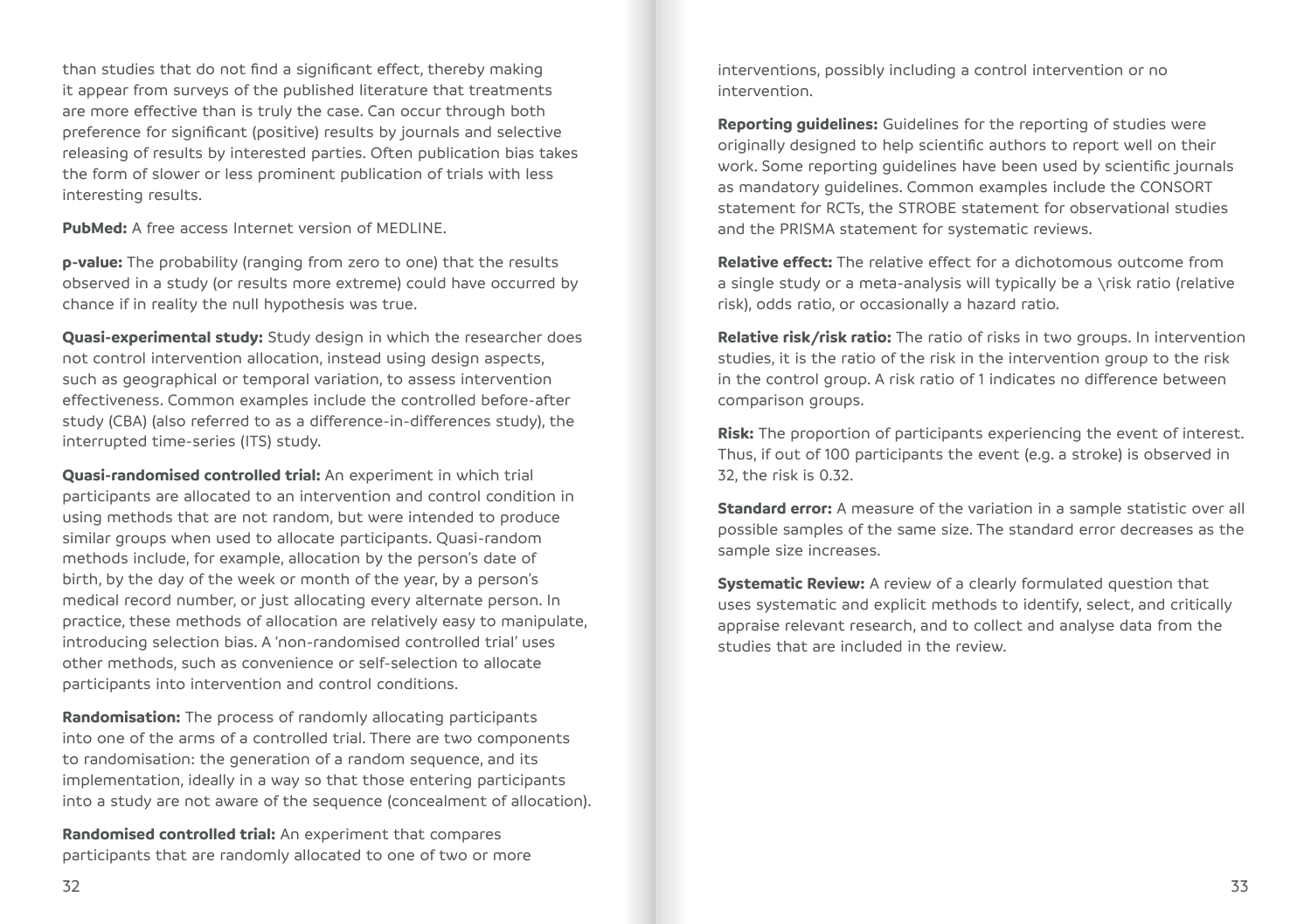than studies that do not find a significant effect, thereby making it appear from surveys of the published literature that treatments are more effective than is truly the case. Can occur through both preference for significant (positive) results by journals and selective releasing of results by interested parties. Often publication bias takes the form of slower or less prominent publication of trials with less interesting results.

**PubMed:** A free access Internet version of MEDLINE.

**p-value:** The probability (ranging from zero to one) that the results observed in a study (or results more extreme) could have occurred by chance if in reality the null hypothesis was true.

**Quasi-experimental study:** Study design in which the researcher does not control intervention allocation, instead using design aspects, such as geographical or temporal variation, to assess intervention effectiveness. Common examples include the controlled before-after study (CBA) (also referred to as a difference-in-differences study), the interrupted time-series (ITS) study.

**Quasi-randomised controlled trial:** An experiment in which trial participants are allocated to an intervention and control condition in using methods that are not random, but were intended to produce similar groups when used to allocate participants. Quasi-random methods include, for example, allocation by the person's date of birth, by the day of the week or month of the year, by a person's medical record number, or just allocating every alternate person. In practice, these methods of allocation are relatively easy to manipulate, introducing selection bias. A 'non-randomised controlled trial' uses other methods, such as convenience or self-selection to allocate participants into intervention and control conditions.

**Randomisation:** The process of randomly allocating participants into one of the arms of a controlled trial. There are two components to randomisation: the generation of a random sequence, and its implementation, ideally in a way so that those entering participants into a study are not aware of the sequence (concealment of allocation).

**Randomised controlled trial:** An experiment that compares participants that are randomly allocated to one of two or more interventions, possibly including a control intervention or no intervention.

**Reporting guidelines:** Guidelines for the reporting of studies were originally designed to help scientific authors to report well on their work. Some reporting guidelines have been used by scientific journals as mandatory guidelines. Common examples include the CONSORT statement for RCTs, the STROBE statement for observational studies and the PRISMA statement for systematic reviews.

**Relative effect:** The relative effect for a dichotomous outcome from a single study or a meta-analysis will typically be a \risk ratio (relative risk), odds ratio, or occasionally a hazard ratio.

**Relative risk/risk ratio:** The ratio of risks in two groups. In intervention studies, it is the ratio of the risk in the intervention group to the risk in the control group. A risk ratio of 1 indicates no difference between comparison groups.

**Risk:** The proportion of participants experiencing the event of interest. Thus, if out of 100 participants the event (e.g. a stroke) is observed in 32, the risk is 0.32.

**Standard error:** A measure of the variation in a sample statistic over all possible samples of the same size. The standard error decreases as the sample size increases.

**Systematic Review:** A review of a clearly formulated question that uses systematic and explicit methods to identify, select, and critically appraise relevant research, and to collect and analyse data from the studies that are included in the review.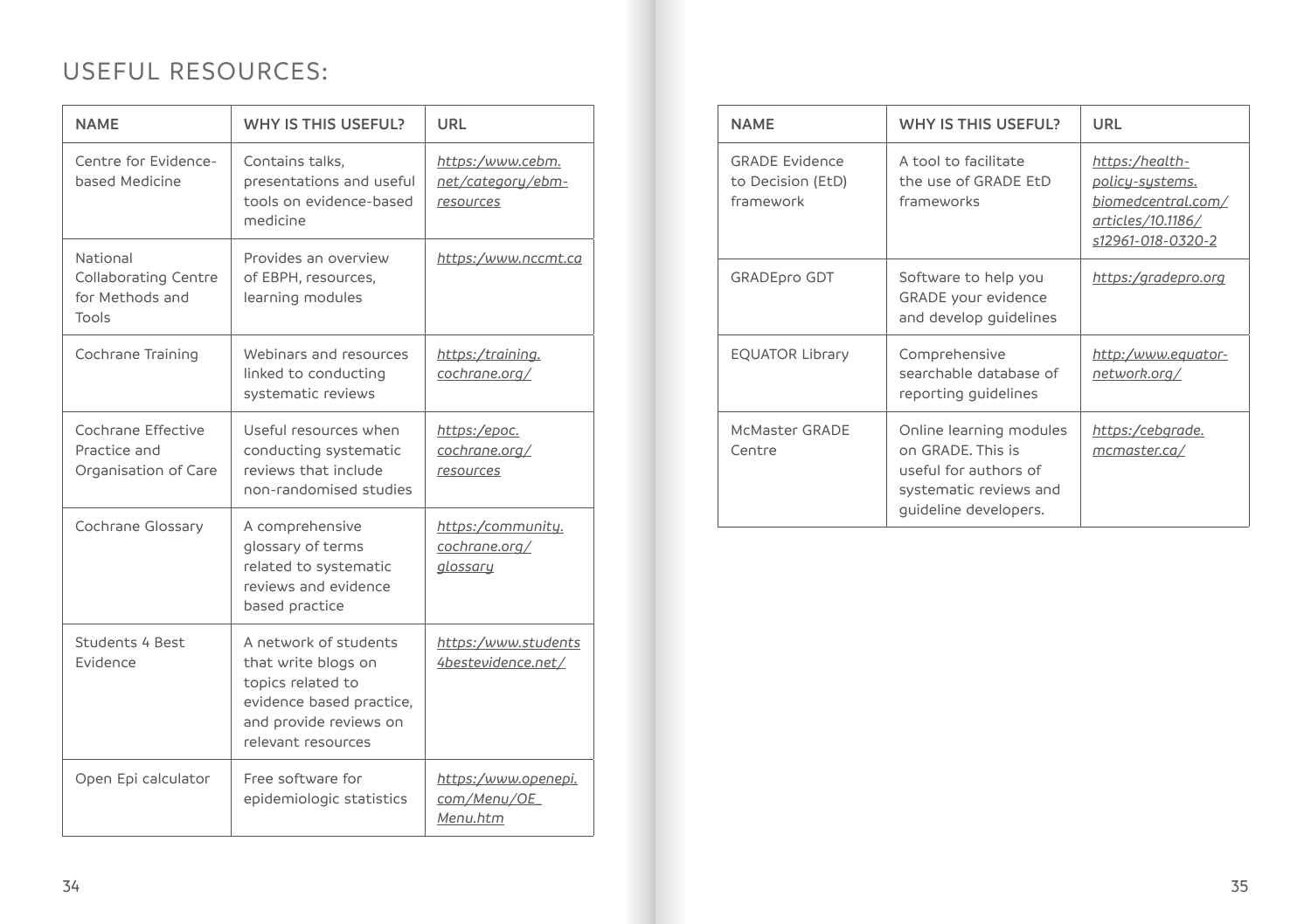# USEFUL RESOURCES:

| NAME | WHY IS THIS USEFUL? | URL |
|---|---|---|
| Centre for Evidence-based Medicine | Contains talks, presentations and useful tools on evidence-based medicine | *https:/www.cebm.net/category/ebm-resources* |
| National Collaborating Centre for Methods and Tools | Provides an overview of EBPH, resources, learning modules | *https:/www.nccmt.ca* |
| Cochrane Training | Webinars and resources linked to conducting systematic reviews | *https:/training.cochrane.org/* |
| Cochrane Effective Practice and Organisation of Care | Useful resources when conducting systematic reviews that include non-randomised studies | *https:/epoc.cochrane.org/resources* |
| Cochrane Glossary | A comprehensive glossary of terms related to systematic reviews and evidence based practice | *https:/community.cochrane.org/glossary* |
| Students 4 Best Evidence | A network of students that write blogs on topics related to evidence based practice, and provide reviews on relevant resources | *https:/www.students4bestevidence.net/* |
| Open Epi calculator | Free software for epidemiologic statistics | *https:/www.openepi.com/Menu/OE_Menu.htm* |

| NAME | WHY IS THIS USEFUL? | URL |
|---|---|---|
| GRADE Evidence to Decision (EtD) framework | A tool to facilitate the use of GRADE EtD frameworks | *https:/health-policy-systems.biomedcentral.com/articles/10.1186/s12961-018-0320-2* |
| GRADEpro GDT | Software to help you GRADE your evidence and develop guidelines | *https:/gradepro.org* |
| EQUATOR Library | Comprehensive searchable database of reporting guidelines | *http:/www.equator-network.org/* |
| McMaster GRADE Centre | Online learning modules on GRADE. This is useful for authors of systematic reviews and guideline developers. | *https:/cebgrade.mcmaster.ca/* |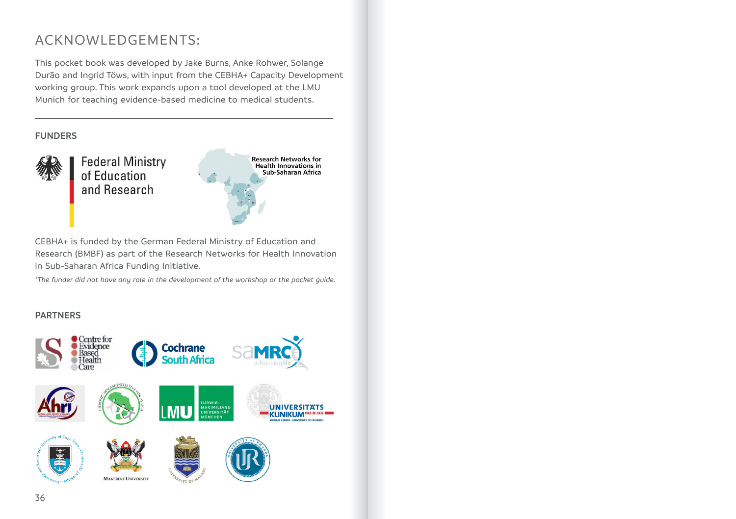# ACKNOWLEDGEMENTS:

This pocket book was developed by Jake Burns, Anke Rohwer, Solange Durão and Ingrid Töws, with input from the CEBHA+ Capacity Development working group. This work expands upon a tool developed at the LMU Munich for teaching evidence-based medicine to medical students.

## FUNDERS

Federal Ministry of Education and Research

Research Networks for Health Innovations in Sub-Saharan Africa

CEBHA+ is funded by the German Federal Ministry of Education and Research (BMBF) as part of the Research Networks for Health Innovation in Sub-Saharan Africa Funding Initiative.

*\*The funder did not have any role in the development of the workshop or the pocket guide.*

## PARTNERS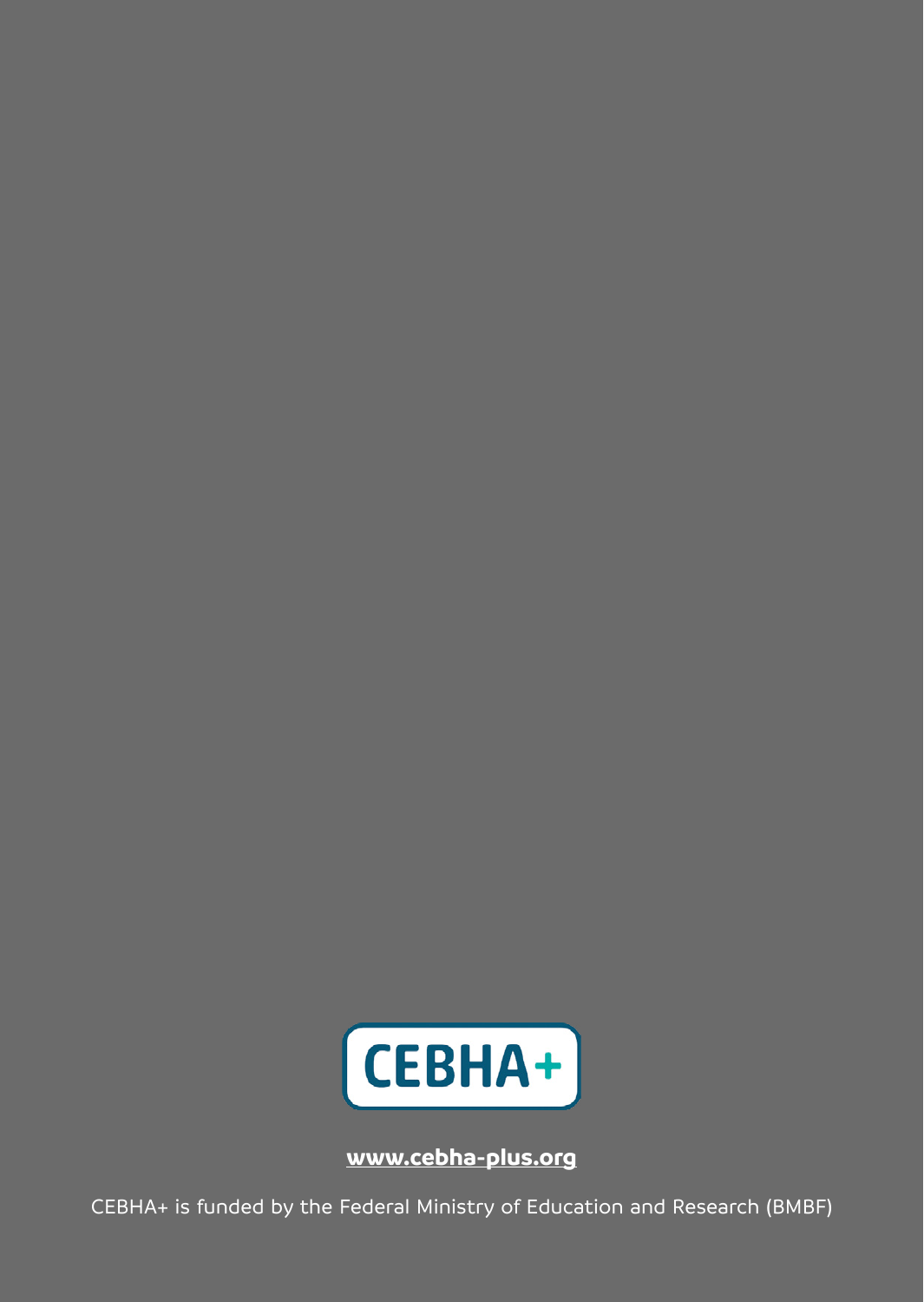CEBHA+

**www.cebha-plus.org**

CEBHA+ is funded by the Federal Ministry of Education and Research (BMBF)